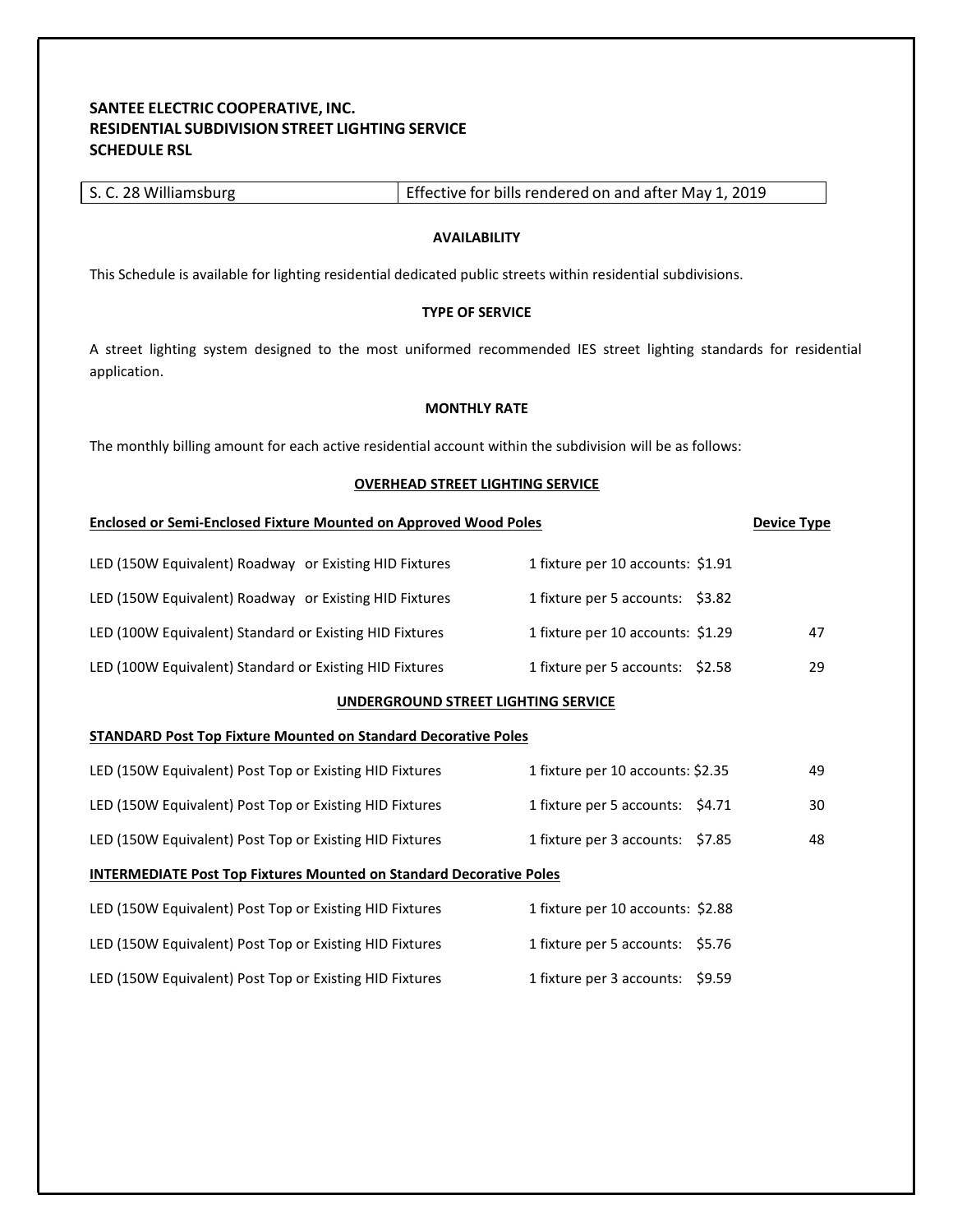**SANTEE ELECTRIC COOPERATIVE, INC.**
**RESIDENTIAL SUBDIVISION STREET LIGHTING SERVICE**
**SCHEDULE RSL**

| S. C. 28 Williamsburg | Effective for bills rendered on and after May 1, 2019 |
|---|---|

**AVAILABILITY**

This Schedule is available for lighting residential dedicated public streets within residential subdivisions.

**TYPE OF SERVICE**

A street lighting system designed to the most uniformed recommended IES street lighting standards for residential application.

**MONTHLY RATE**

The monthly billing amount for each active residential account within the subdivision will be as follows:

**OVERHEAD STREET LIGHTING SERVICE**

| **Enclosed or Semi-Enclosed Fixture Mounted on Approved Wood Poles** | | **Device Type** |
|---|---|---|
| LED (150W Equivalent) Roadway or Existing HID Fixtures | 1 fixture per 10 accounts: $1.91 | |
| LED (150W Equivalent) Roadway or Existing HID Fixtures | 1 fixture per 5 accounts: $3.82 | |
| LED (100W Equivalent) Standard or Existing HID Fixtures | 1 fixture per 10 accounts: $1.29 | 47 |
| LED (100W Equivalent) Standard or Existing HID Fixtures | 1 fixture per 5 accounts: $2.58 | 29 |

**UNDERGROUND STREET LIGHTING SERVICE**

| **STANDARD Post Top Fixture Mounted on Standard Decorative Poles** | | |
|---|---|---|
| LED (150W Equivalent) Post Top or Existing HID Fixtures | 1 fixture per 10 accounts: $2.35 | 49 |
| LED (150W Equivalent) Post Top or Existing HID Fixtures | 1 fixture per 5 accounts: $4.71 | 30 |
| LED (150W Equivalent) Post Top or Existing HID Fixtures | 1 fixture per 3 accounts: $7.85 | 48 |

| **INTERMEDIATE Post Top Fixtures Mounted on Standard Decorative Poles** | | |
|---|---|---|
| LED (150W Equivalent) Post Top or Existing HID Fixtures | 1 fixture per 10 accounts: $2.88 | |
| LED (150W Equivalent) Post Top or Existing HID Fixtures | 1 fixture per 5 accounts: $5.76 | |
| LED (150W Equivalent) Post Top or Existing HID Fixtures | 1 fixture per 3 accounts: $9.59 | |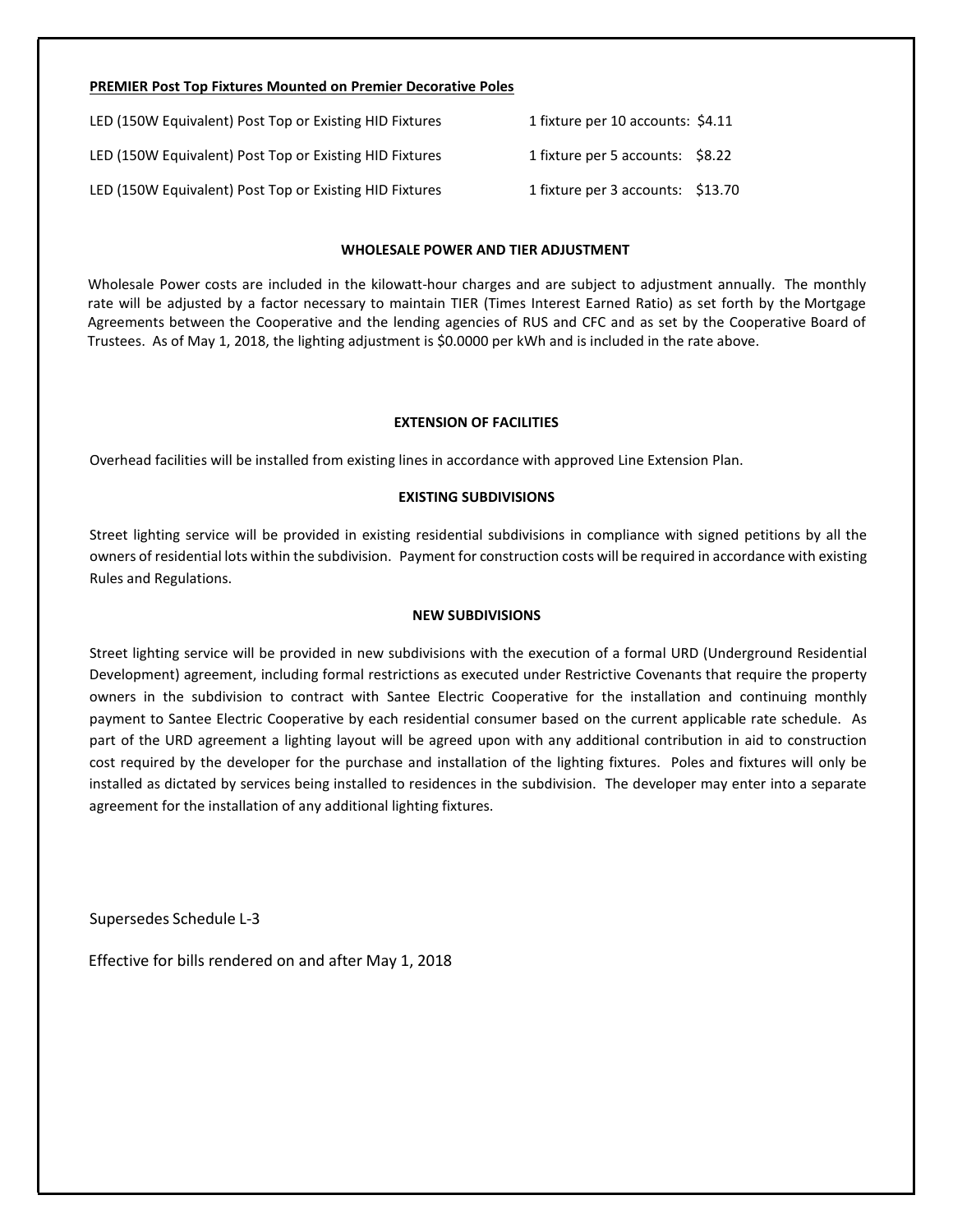**PREMIER Post Top Fixtures Mounted on Premier Decorative Poles**

| | |
|---|---|
| LED (150W Equivalent) Post Top or Existing HID Fixtures | 1 fixture per 10 accounts: $4.11 |
| LED (150W Equivalent) Post Top or Existing HID Fixtures | 1 fixture per 5 accounts: $8.22 |
| LED (150W Equivalent) Post Top or Existing HID Fixtures | 1 fixture per 3 accounts: $13.70 |

### WHOLESALE POWER AND TIER ADJUSTMENT

Wholesale Power costs are included in the kilowatt-hour charges and are subject to adjustment annually. The monthly rate will be adjusted by a factor necessary to maintain TIER (Times Interest Earned Ratio) as set forth by the Mortgage Agreements between the Cooperative and the lending agencies of RUS and CFC and as set by the Cooperative Board of Trustees. As of May 1, 2018, the lighting adjustment is $0.0000 per kWh and is included in the rate above.

### EXTENSION OF FACILITIES

Overhead facilities will be installed from existing lines in accordance with approved Line Extension Plan.

### EXISTING SUBDIVISIONS

Street lighting service will be provided in existing residential subdivisions in compliance with signed petitions by all the owners of residential lots within the subdivision. Payment for construction costs will be required in accordance with existing Rules and Regulations.

### NEW SUBDIVISIONS

Street lighting service will be provided in new subdivisions with the execution of a formal URD (Underground Residential Development) agreement, including formal restrictions as executed under Restrictive Covenants that require the property owners in the subdivision to contract with Santee Electric Cooperative for the installation and continuing monthly payment to Santee Electric Cooperative by each residential consumer based on the current applicable rate schedule. As part of the URD agreement a lighting layout will be agreed upon with any additional contribution in aid to construction cost required by the developer for the purchase and installation of the lighting fixtures. Poles and fixtures will only be installed as dictated by services being installed to residences in the subdivision. The developer may enter into a separate agreement for the installation of any additional lighting fixtures.

Supersedes Schedule L-3

Effective for bills rendered on and after May 1, 2018